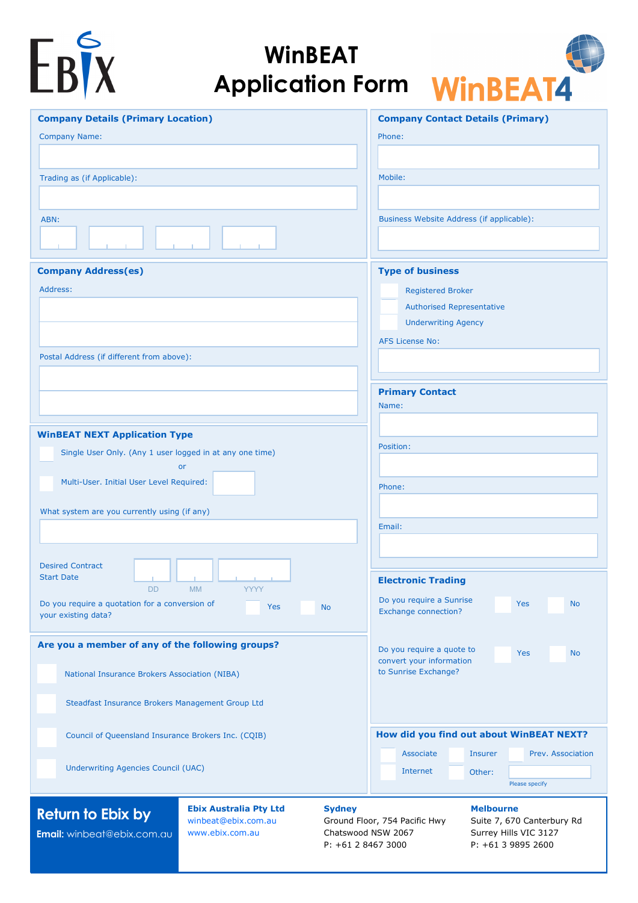# WinBEAT Application Form

WinBEAT4

## Company Details (Primary Location)

Company Name:

Trading as (if Applicable):

ABN:

## Company Contact Details (Primary)

Phone:

Mobile:

Business Website Address (if applicable):

## Company Address(es)

Address:

Postal Address (if different from above):

## Type of business

- [ ] Registered Broker
- [ ] Authorised Representative
- [ ] Underwriting Agency

AFS License No:

## WinBEAT NEXT Application Type

- [ ] Single User Only. (Any 1 user logged in at any one time)

or

- [ ] Multi-User. Initial User Level Required:

What system are you currently using (if any)

Desired Contract Start Date: DD MM YYYY

Do you require a quotation for a conversion of your existing data? [ ] Yes [ ] No

## Primary Contact

Name:

Position:

Phone:

Email:

## Electronic Trading

Do you require a Sunrise Exchange connection? [ ] Yes [ ] No

Do you require a quote to convert your information to Sunrise Exchange? [ ] Yes [ ] No

## Are you a member of any of the following groups?

- [ ] National Insurance Brokers Association (NIBA)
- [ ] Steadfast Insurance Brokers Management Group Ltd
- [ ] Council of Queensland Insurance Brokers Inc. (CQIB)
- [ ] Underwriting Agencies Council (UAC)

## How did you find out about WinBEAT NEXT?

- [ ] Associate
- [ ] Insurer
- [ ] Prev. Association
- [ ] Internet
- [ ] Other: (Please specify)

## Return to Ebix by

**Email:** winbeat@ebix.com.au

**Ebix Australia Pty Ltd**
winbeat@ebix.com.au
www.ebix.com.au

**Sydney**
Ground Floor, 754 Pacific Hwy
Chatswood NSW 2067
P: +61 2 8467 3000

**Melbourne**
Suite 7, 670 Canterbury Rd
Surrey Hills VIC 3127
P: +61 3 9895 2600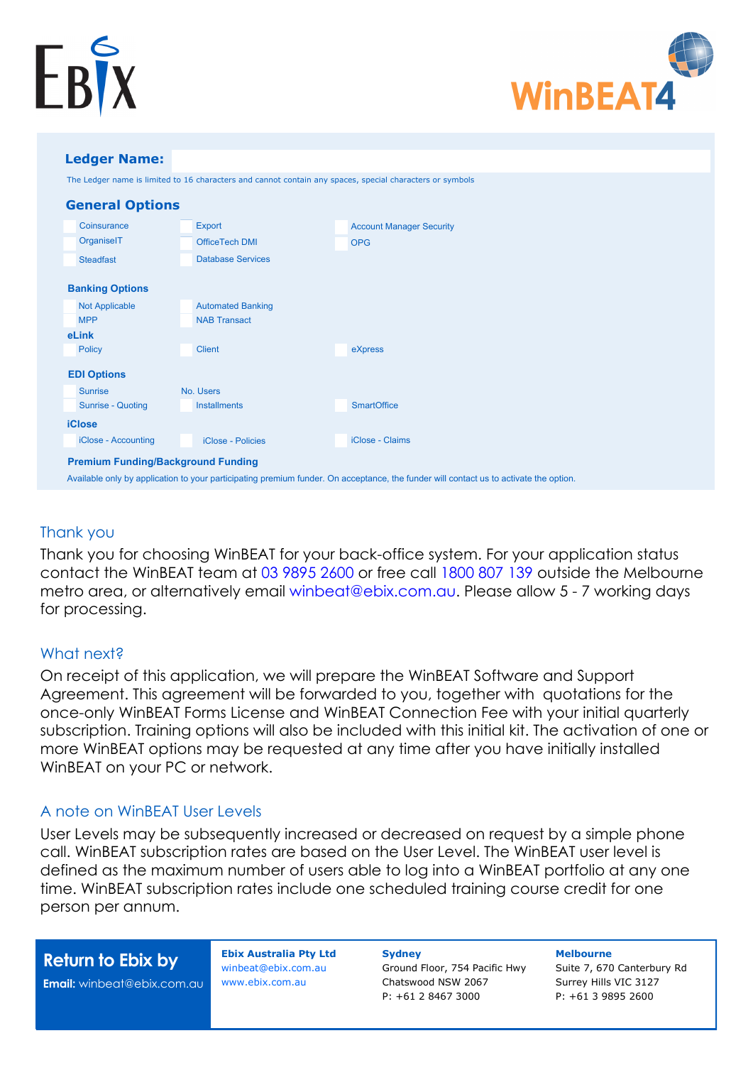**Ledger Name:**

The Ledger name is limited to 16 characters and cannot contain any spaces, special characters or symbols

## General Options

- Coinsurance
- OrganiseIT
- Steadfast
- Export
- OfficeTech DMI
- Database Services
- Account Manager Security
- OPG

### Banking Options

- Not Applicable
- MPP
- Automated Banking
- NAB Transact

### eLink

- Policy
- Client
- eXpress

### EDI Options

- Sunrise
- Sunrise - Quoting

No. Users

- Installments
- SmartOffice

### iClose

- iClose - Accounting
- iClose - Policies
- iClose - Claims

### Premium Funding/Background Funding

Available only by application to your participating premium funder. On acceptance, the funder will contact us to activate the option.

## Thank you

Thank you for choosing WinBEAT for your back-office system. For your application status contact the WinBEAT team at 03 9895 2600 or free call 1800 807 139 outside the Melbourne metro area, or alternatively email winbeat@ebix.com.au. Please allow 5 - 7 working days for processing.

## What next?

On receipt of this application, we will prepare the WinBEAT Software and Support Agreement. This agreement will be forwarded to you, together with quotations for the once-only WinBEAT Forms License and WinBEAT Connection Fee with your initial quarterly subscription. Training options will also be included with this initial kit. The activation of one or more WinBEAT options may be requested at any time after you have initially installed WinBEAT on your PC or network.

## A note on WinBEAT User Levels

User Levels may be subsequently increased or decreased on request by a simple phone call. WinBEAT subscription rates are based on the User Level. The WinBEAT user level is defined as the maximum number of users able to log into a WinBEAT portfolio at any one time. WinBEAT subscription rates include one scheduled training course credit for one person per annum.

**Return to Ebix by**

**Email:** winbeat@ebix.com.au

**Ebix Australia Pty Ltd**
winbeat@ebix.com.au
www.ebix.com.au

**Sydney**
Ground Floor, 754 Pacific Hwy
Chatswood NSW 2067
P: +61 2 8467 3000

**Melbourne**
Suite 7, 670 Canterbury Rd
Surrey Hills VIC 3127
P: +61 3 9895 2600